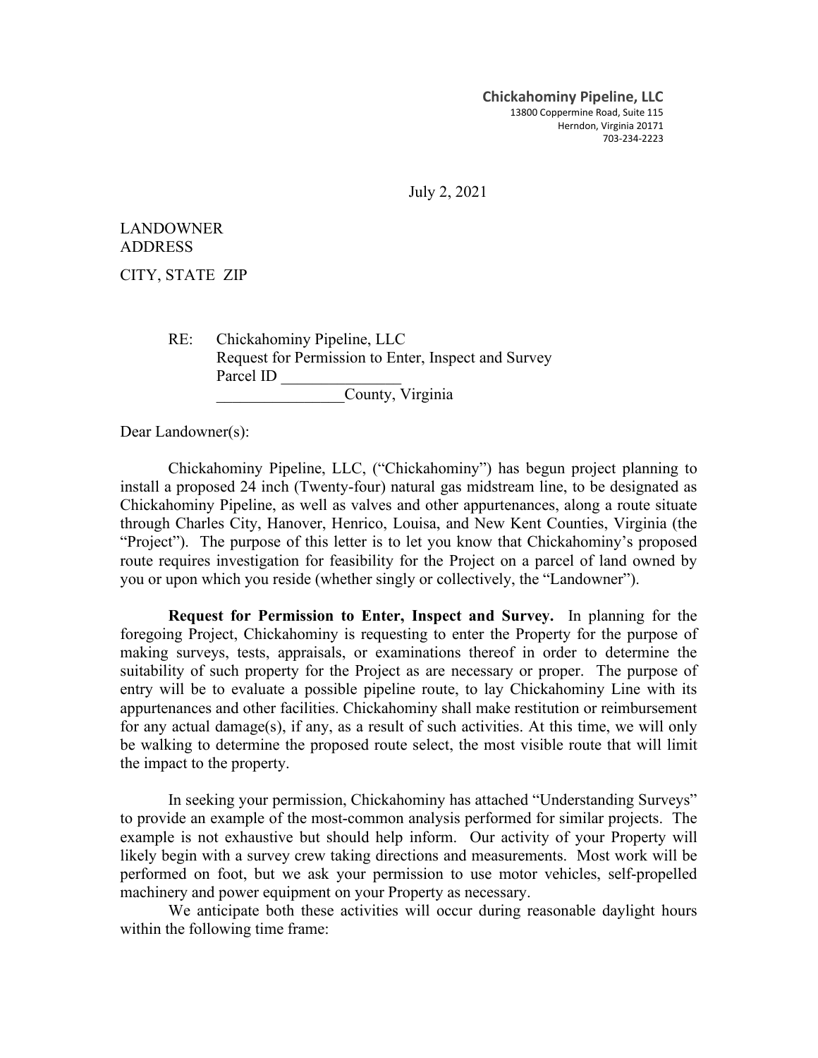**Chickahominy Pipeline, LLC**
13800 Coppermine Road, Suite 115
Herndon, Virginia 20171
703-234-2223

July 2, 2021

LANDOWNER
ADDRESS

CITY, STATE ZIP

RE: Chickahominy Pipeline, LLC
Request for Permission to Enter, Inspect and Survey
Parcel ID _______________
________________County, Virginia

Dear Landowner(s):

Chickahominy Pipeline, LLC, ("Chickahominy") has begun project planning to install a proposed 24 inch (Twenty-four) natural gas midstream line, to be designated as Chickahominy Pipeline, as well as valves and other appurtenances, along a route situate through Charles City, Hanover, Henrico, Louisa, and New Kent Counties, Virginia (the "Project"). The purpose of this letter is to let you know that Chickahominy's proposed route requires investigation for feasibility for the Project on a parcel of land owned by you or upon which you reside (whether singly or collectively, the "Landowner").

**Request for Permission to Enter, Inspect and Survey.** In planning for the foregoing Project, Chickahominy is requesting to enter the Property for the purpose of making surveys, tests, appraisals, or examinations thereof in order to determine the suitability of such property for the Project as are necessary or proper. The purpose of entry will be to evaluate a possible pipeline route, to lay Chickahominy Line with its appurtenances and other facilities. Chickahominy shall make restitution or reimbursement for any actual damage(s), if any, as a result of such activities. At this time, we will only be walking to determine the proposed route select, the most visible route that will limit the impact to the property.

In seeking your permission, Chickahominy has attached "Understanding Surveys" to provide an example of the most-common analysis performed for similar projects. The example is not exhaustive but should help inform. Our activity of your Property will likely begin with a survey crew taking directions and measurements. Most work will be performed on foot, but we ask your permission to use motor vehicles, self-propelled machinery and power equipment on your Property as necessary.

We anticipate both these activities will occur during reasonable daylight hours within the following time frame: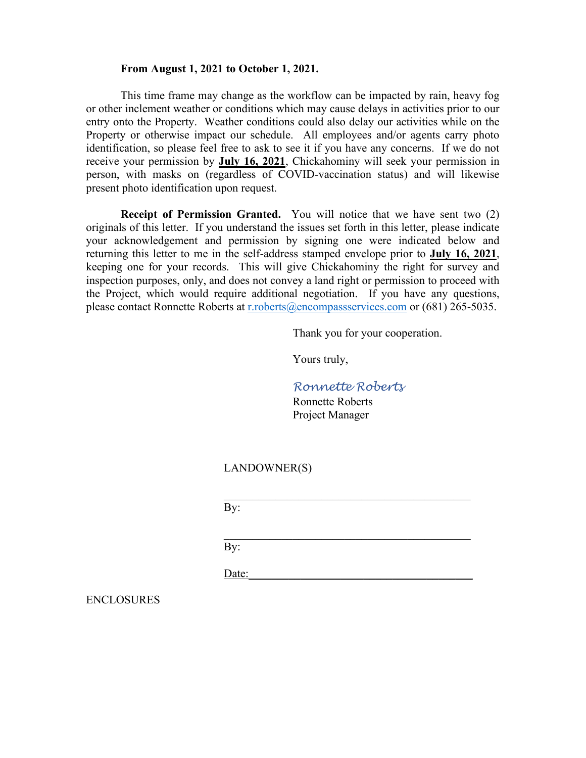**From August 1, 2021 to October 1, 2021.**

This time frame may change as the workflow can be impacted by rain, heavy fog or other inclement weather or conditions which may cause delays in activities prior to our entry onto the Property. Weather conditions could also delay our activities while on the Property or otherwise impact our schedule. All employees and/or agents carry photo identification, so please feel free to ask to see it if you have any concerns. If we do not receive your permission by **July 16, 2021**, Chickahominy will seek your permission in person, with masks on (regardless of COVID-vaccination status) and will likewise present photo identification upon request.

**Receipt of Permission Granted.** You will notice that we have sent two (2) originals of this letter. If you understand the issues set forth in this letter, please indicate your acknowledgement and permission by signing one were indicated below and returning this letter to me in the self-address stamped envelope prior to **July 16, 2021**, keeping one for your records. This will give Chickahominy the right for survey and inspection purposes, only, and does not convey a land right or permission to proceed with the Project, which would require additional negotiation. If you have any questions, please contact Ronnette Roberts at r.roberts@encompassservices.com or (681) 265-5035.

Thank you for your cooperation.

Yours truly,

*Ronnette Roberts*

Ronnette Roberts
Project Manager

LANDOWNER(S)

___________________________________________
By:

___________________________________________
By:

Date:_______________________________________

ENCLOSURES